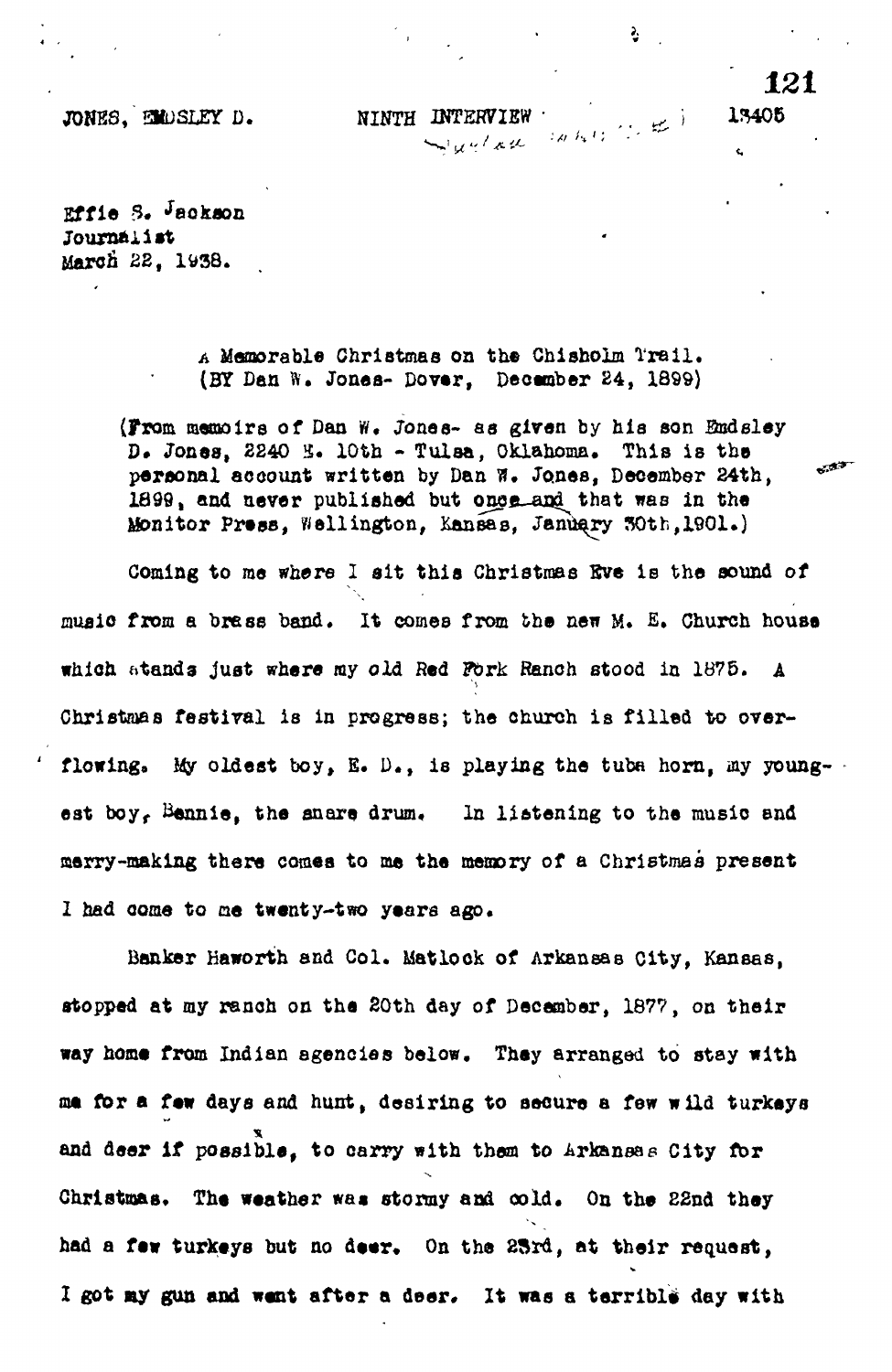JONES, EMDSLEY D. NINTH INTERVIEW 13405

Effie S. Jackson
Journalist
March 22, 1938.

A Memorable Christmas on the Chisholm Trail.
(BY Dan W. Jones- Dover, December 24, 1899)

(From memoirs of Dan W. Jones- as given by his son Emdsley D. Jones, 2240 E. 10th - Tulsa, Oklahoma. This is the personal account written by Dan W. Jones, December 24th, 1899, and never published but once and that was in the Monitor Press, Wellington, Kansas, January 30th, 1901.)

Coming to me where I sit this Christmas Eve is the sound of music from a brass band. It comes from the new M. E. Church house which stands just where my old Red Fork Ranch stood in 1875. A Christmas festival is in progress; the church is filled to overflowing. My oldest boy, E. D., is playing the tuba horn, my youngest boy, Bennie, the snare drum. In listening to the music and merry-making there comes to me the memory of a Christmas present I had come to me twenty-two years ago.

Banker Haworth and Col. Matlock of Arkansas City, Kansas, stopped at my ranch on the 20th day of December, 1877, on their way home from Indian agencies below. They arranged to stay with me for a few days and hunt, desiring to secure a few wild turkeys and deer if possible, to carry with them to Arkansas City for Christmas. The weather was stormy and cold. On the 22nd they had a few turkeys but no deer. On the 23rd, at their request, I got my gun and went after a deer. It was a terrible day with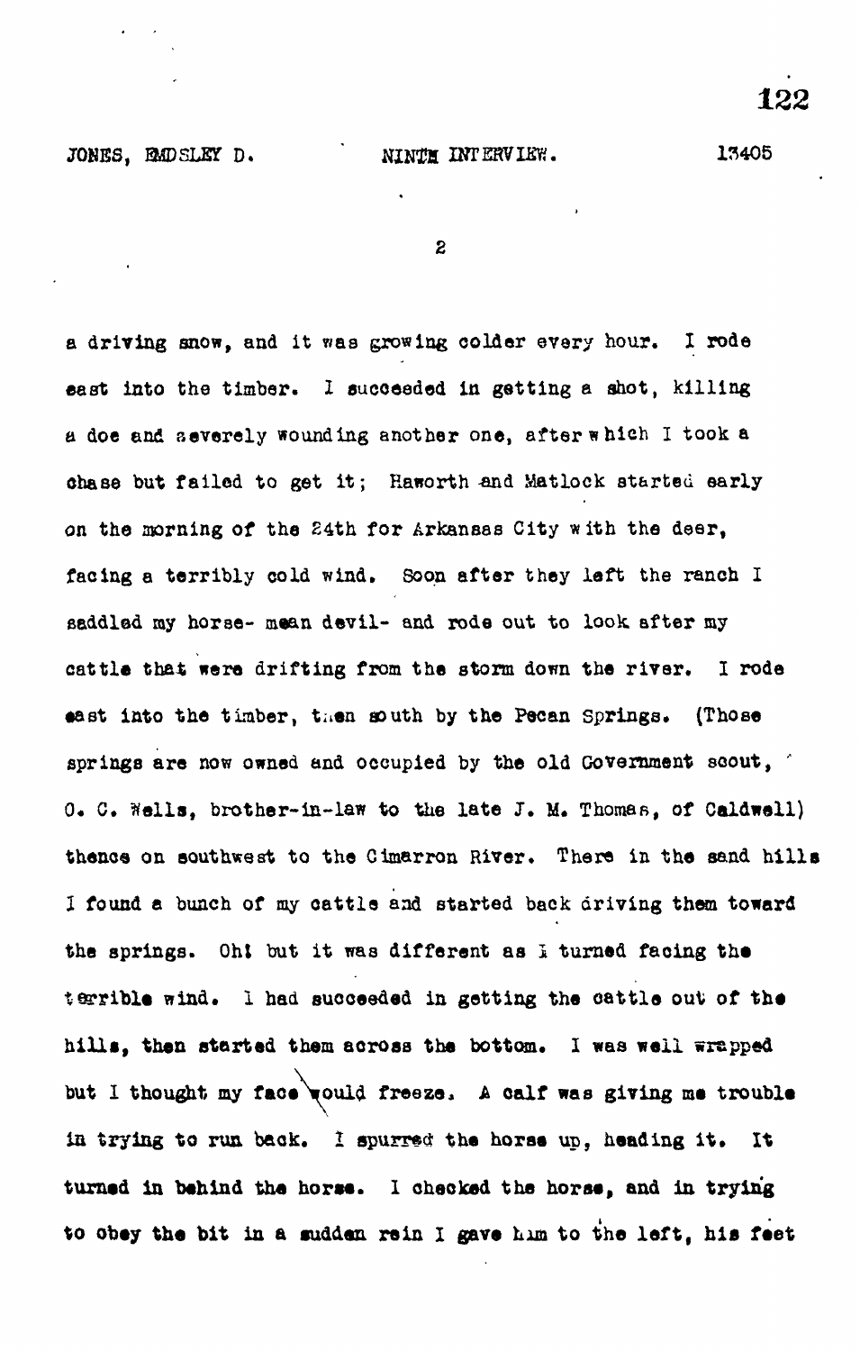a driving snow, and it was growing colder every hour. I rode east into the timber. I succeeded in getting a shot, killing a doe and severely wounding another one, after which I took a chase but failed to get it; Haworth and Matlock started early on the morning of the 24th for Arkansas City with the deer, facing a terribly cold wind. Soon after they left the ranch I saddled my horse- mean devil- and rode out to look after my cattle that were drifting from the storm down the river. I rode east into the timber, then south by the Pecan Springs. (Those springs are now owned and occupied by the old Government scout, O. C. Wells, brother-in-law to the late J. M. Thomas, of Caldwell) thence on southwest to the Cimarron River. There in the sand hills I found a bunch of my cattle and started back driving them toward the springs. Oh! but it was different as I turned facing the terrible wind. I had succeeded in getting the cattle out of the hills, then started them across the bottom. I was well wrapped but I thought my face would freeze. A calf was giving me trouble in trying to run back. I spurred the horse up, heading it. It turned in behind the horse. I checked the horse, and in trying to obey the bit in a sudden rein I gave him to the left, his feet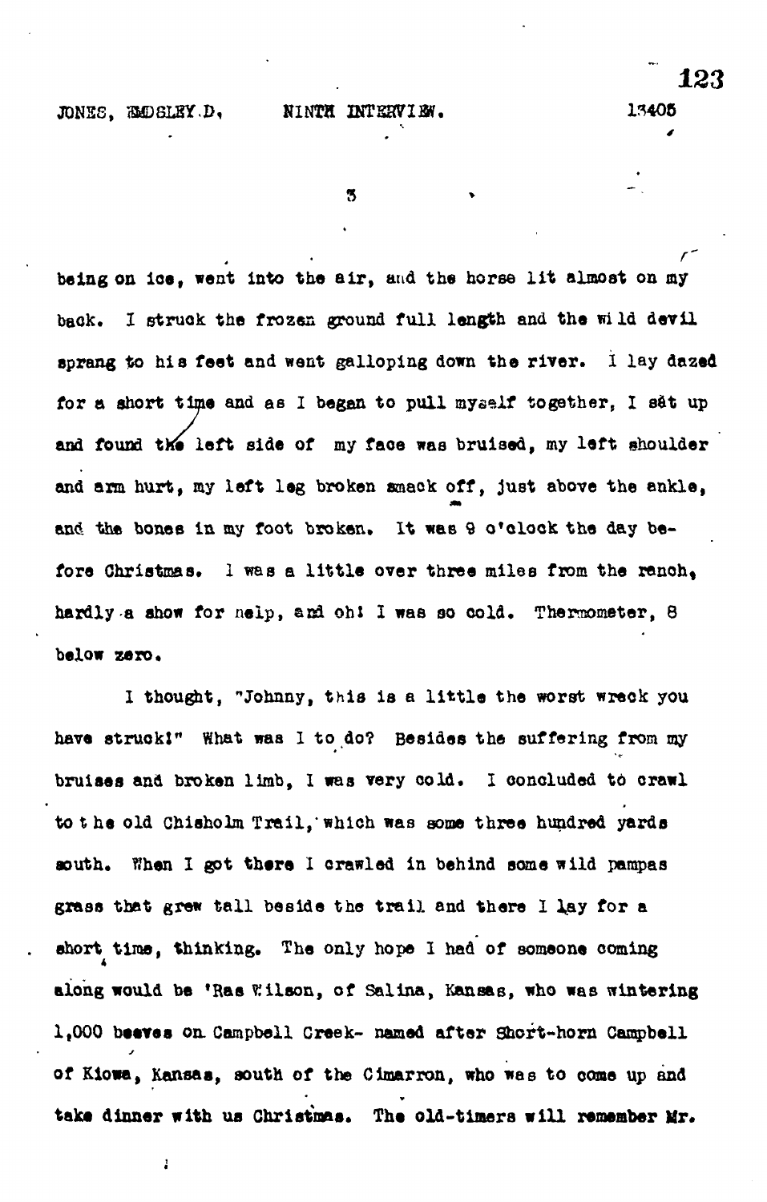being on ice, went into the air, and the horse lit almost on my back. I struck the frozen ground full length and the wild devil sprang to his feet and went galloping down the river. I lay dazed for a short time and as I began to pull myself together, I sat up and found the left side of my face was bruised, my left shoulder and arm hurt, my left leg broken smack off, just above the ankle, and the bones in my foot broken. It was 9 o'clock the day before Christmas. I was a little over three miles from the ranch, hardly a show for help, and oh! I was so cold. Thermometer, 8 below zero.

I thought, "Johnny, this is a little the worst wreck you have struck!" What was I to do? Besides the suffering from my bruises and broken limb, I was very cold. I concluded to crawl to the old Chisholm Trail, which was some three hundred yards south. When I got there I crawled in behind some wild pampas grass that grew tall beside the trail and there I lay for a short time, thinking. The only hope I had of someone coming along would be 'Ras Wilson, of Salina, Kansas, who was wintering 1,000 beeves on Campbell Creek- named after Short-horn Campbell of Kiowa, Kansas, south of the Cimarron, who was to come up and take dinner with us Christmas. The old-timers will remember Mr.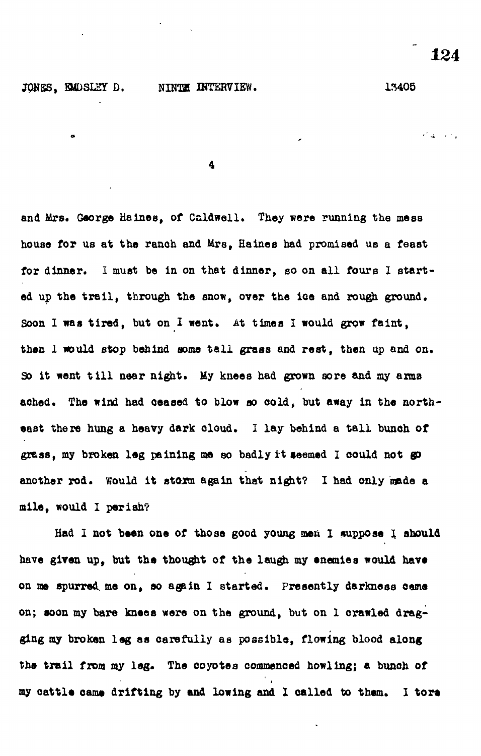and Mrs. George Haines, of Caldwell. They were running the mess house for us at the ranch and Mrs. Haines had promised us a feast for dinner. I must be in on that dinner, so on all fours I started up the trail, through the snow, over the ice and rough ground. Soon I was tired, but on I went. At times I would grow faint, then I would stop behind some tall grass and rest, then up and on. So it went till near night. My knees had grown sore and my arms ached. The wind had ceased to blow so cold, but away in the northeast there hung a heavy dark cloud. I lay behind a tall bunch of grass, my broken leg paining me so badly it seemed I could not go another rod. Would it storm again that night? I had only made a mile, would I perish?

Had I not been one of those good young men I suppose I should have given up, but the thought of the laugh my enemies would have on me spurred me on, so again I started. Presently darkness came on; soon my bare knees were on the ground, but on I crawled dragging my broken leg as carefully as possible, flowing blood along the trail from my leg. The coyotes commenced howling; a bunch of my cattle came drifting by and lowing and I called to them. I tore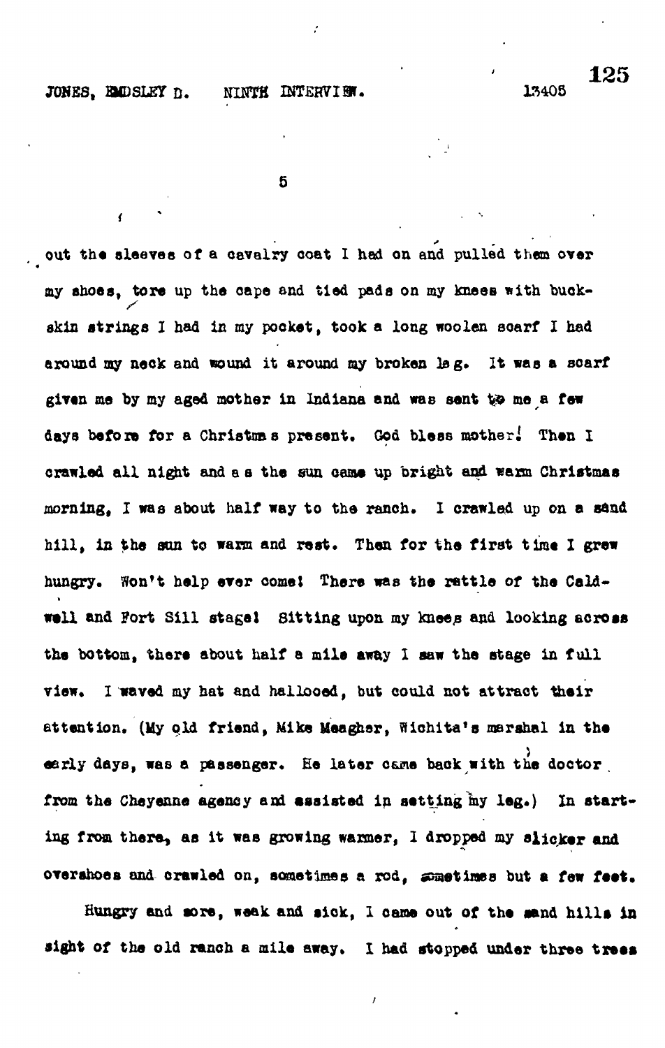out the sleeves of a cavalry coat I had on and pulled them over my shoes, tore up the cape and tied pads on my knees with buckskin strings I had in my pocket, took a long woolen scarf I had around my neck and wound it around my broken leg. It was a scarf given me by my aged mother in Indiana and was sent to me a few days before for a Christmas present. God bless mother! Then I crawled all night and as the sun came up bright and warm Christmas morning, I was about half way to the ranch. I crawled up on a sand hill, in the sun to warm and rest. Then for the first time I grew hungry. Won't help ever come! There was the rattle of the Caldwell and Fort Sill stage! Sitting upon my knees and looking across the bottom, there about half a mile away I saw the stage in full view. I waved my hat and hallooed, but could not attract their attention. (My old friend, Mike Meagher, Wichita's marshal in the early days, was a passenger. He later came back with the doctor from the Cheyenne agency and assisted in setting my leg.) In starting from there, as it was growing warmer, I dropped my slicker and overshoes and crawled on, sometimes a rod, sometimes but a few feet.

Hungry and sore, weak and sick, I came out of the sand hills in sight of the old ranch a mile away. I had stopped under three trees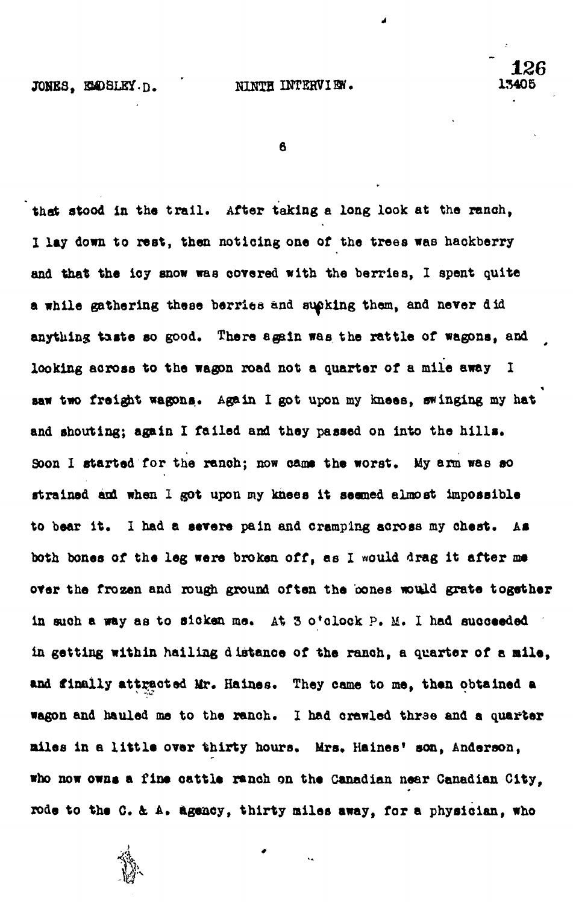that stood in the trail. After taking a long look at the ranch, I lay down to rest, then noticing one of the trees was hackberry and that the icy snow was covered with the berries, I spent quite a while gathering these berries and sucking them, and never did anything taste so good. There again was the rattle of wagons, and looking across to the wagon road not a quarter of a mile away I saw two freight wagons. Again I got upon my knees, swinging my hat and shouting; again I failed and they passed on into the hills. Soon I started for the ranch; now came the worst. My arm was so strained and when I got upon my knees it seemed almost impossible to bear it. I had a severe pain and cramping across my chest. As both bones of the leg were broken off, as I would drag it after me over the frozen and rough ground often the bones would grate together in such a way as to sicken me. At 3 o'clock P. M. I had succeeded in getting within hailing distance of the ranch, a quarter of a mile, and finally attracted Mr. Haines. They came to me, then obtained a wagon and hauled me to the ranch. I had crawled three and a quarter miles in a little over thirty hours. Mrs. Haines' son, Anderson, who now owns a fine cattle ranch on the Canadian near Canadian City, rode to the C. & A. agency, thirty miles away, for a physician, who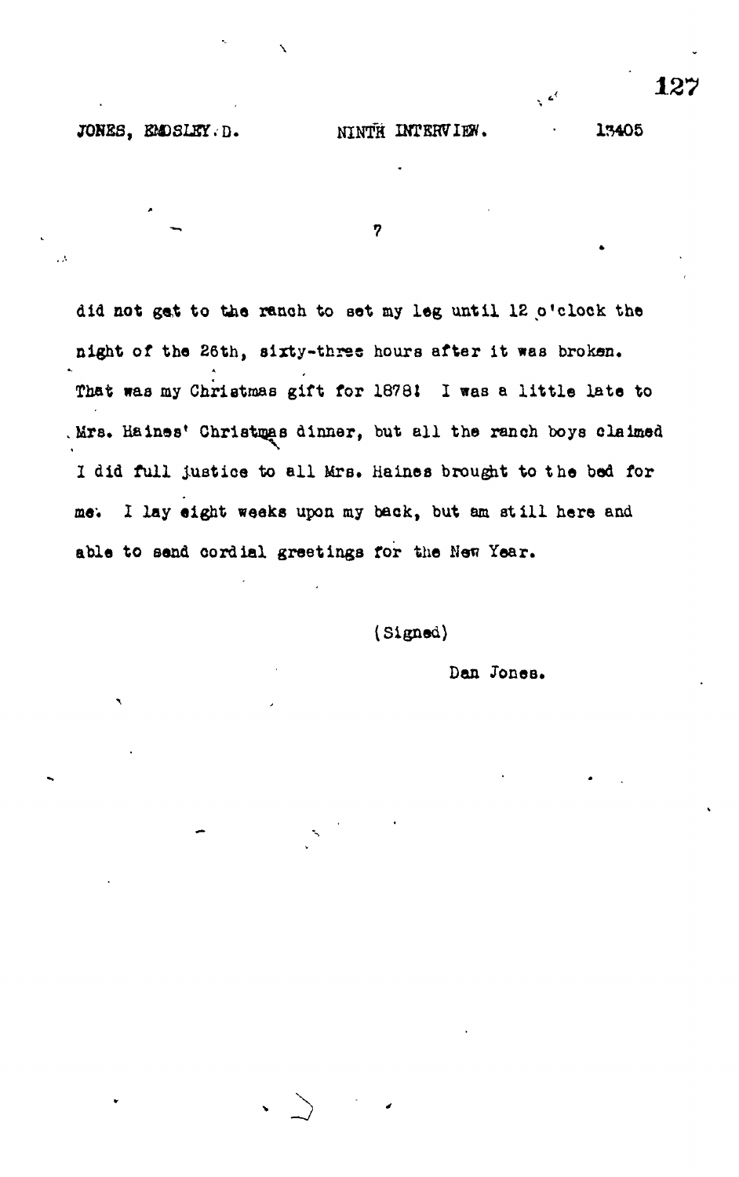did not get to the ranch to set my leg until 12 o'clock the night of the 26th, sixty-three hours after it was broken. That was my Christmas gift for 1878! I was a little late to Mrs. Haines' Christmas dinner, but all the ranch boys claimed I did full justice to all Mrs. Haines brought to the bed for me. I lay eight weeks upon my back, but am still here and able to send cordial greetings for the New Year.

(Signed)

Dan Jones.